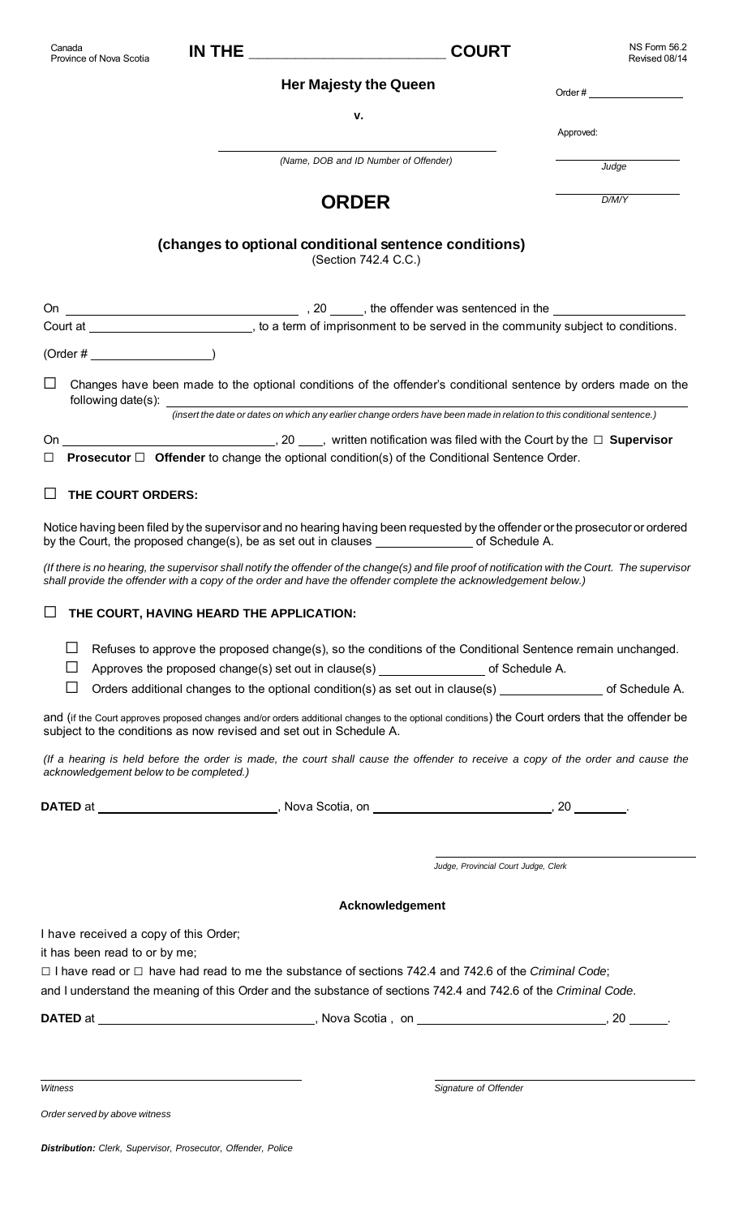Canada
Province of Nova Scotia

**IN THE \_\_\_\_\_\_\_\_\_\_\_\_\_\_\_\_\_\_\_\_\_\_\_\_ COURT**

NS Form 56.2
Revised 08/14

**Her Majesty the Queen**

Order # \_\_\_\_\_\_\_\_\_\_\_\_\_\_\_

**v.**

Approved:

\_\_\_\_\_\_\_\_\_\_\_\_\_\_\_\_\_\_\_\_\_\_\_\_\_\_\_\_\_\_\_\_\_\_\_\_\_\_\_\_
*(Name, DOB and ID Number of Offender)*

\_\_\_\_\_\_\_\_\_\_\_\_\_\_\_
*Judge*

\_\_\_\_\_\_\_\_\_\_\_\_\_\_\_
*D/M/Y*

# ORDER

## (changes to optional conditional sentence conditions)

(Section 742.4 C.C.)

On \_\_\_\_\_\_\_\_\_\_\_\_\_\_\_\_\_\_\_\_\_\_\_\_\_\_\_\_\_\_, 20 \_\_\_\_\_, the offender was sentenced in the \_\_\_\_\_\_\_\_\_\_\_\_\_\_\_\_\_\_\_\_ Court at \_\_\_\_\_\_\_\_\_\_\_\_\_\_\_\_\_\_\_\_\_\_\_\_, to a term of imprisonment to be served in the community subject to conditions.

(Order # \_\_\_\_\_\_\_\_\_\_\_\_\_\_\_\_\_)

☐ Changes have been made to the optional conditions of the offender's conditional sentence by orders made on the following date(s): \_\_\_\_\_\_\_\_\_\_\_\_\_\_\_\_\_\_\_\_\_\_\_\_\_\_\_\_\_\_\_\_\_\_\_\_\_\_\_\_\_\_\_\_\_\_\_\_\_\_\_\_\_\_\_\_\_\_\_\_\_\_\_\_
*(insert the date or dates on which any earlier change orders have been made in relation to this conditional sentence.)*

On \_\_\_\_\_\_\_\_\_\_\_\_\_\_\_\_\_\_\_\_\_\_\_\_\_\_\_\_\_\_, 20 \_\_\_\_, written notification was filed with the Court by the ☐ **Supervisor** ☐ **Prosecutor** ☐ **Offender** to change the optional condition(s) of the Conditional Sentence Order.

☐ **THE COURT ORDERS:**

Notice having been filed by the supervisor and no hearing having been requested by the offender or the prosecutor or ordered by the Court, the proposed change(s), be as set out in clauses \_\_\_\_\_\_\_\_\_\_\_\_\_\_\_ of Schedule A.

*(If there is no hearing, the supervisor shall notify the offender of the change(s) and file proof of notification with the Court. The supervisor shall provide the offender with a copy of the order and have the offender complete the acknowledgement below.)*

☐ **THE COURT, HAVING HEARD THE APPLICATION:**

- ☐ Refuses to approve the proposed change(s), so the conditions of the Conditional Sentence remain unchanged.
- ☐ Approves the proposed change(s) set out in clause(s) \_\_\_\_\_\_\_\_\_\_\_\_\_\_\_\_ of Schedule A.
- ☐ Orders additional changes to the optional condition(s) as set out in clause(s) \_\_\_\_\_\_\_\_\_\_\_\_\_\_\_ of Schedule A.

and (if the Court approves proposed changes and/or orders additional changes to the optional conditions) the Court orders that the offender be subject to the conditions as now revised and set out in Schedule A.

*(If a hearing is held before the order is made, the court shall cause the offender to receive a copy of the order and cause the acknowledgement below to be completed.)*

**DATED** at \_\_\_\_\_\_\_\_\_\_\_\_\_\_\_\_\_\_\_\_\_\_\_\_\_\_, Nova Scotia, on \_\_\_\_\_\_\_\_\_\_\_\_\_\_\_\_\_\_\_\_\_\_\_\_\_\_, 20 \_\_\_\_\_\_\_\_.

\_\_\_\_\_\_\_\_\_\_\_\_\_\_\_\_\_\_\_\_\_\_\_\_\_\_\_\_\_\_\_\_\_\_\_\_\_\_
*Judge, Provincial Court Judge, Clerk*

### Acknowledgement

I have received a copy of this Order;
it has been read to or by me;
☐ I have read or ☐ have had read to me the substance of sections 742.4 and 742.6 of the *Criminal Code*;
and I understand the meaning of this Order and the substance of sections 742.4 and 742.6 of the *Criminal Code*.

**DATED** at \_\_\_\_\_\_\_\_\_\_\_\_\_\_\_\_\_\_\_\_\_\_\_\_\_\_\_\_\_\_, Nova Scotia , on \_\_\_\_\_\_\_\_\_\_\_\_\_\_\_\_\_\_\_\_\_\_\_\_\_\_\_, 20 \_\_\_\_\_.

\_\_\_\_\_\_\_\_\_\_\_\_\_\_\_\_\_\_\_\_\_\_\_\_\_\_\_\_\_\_\_\_\_\_\_\_\_\_
*Witness*

\_\_\_\_\_\_\_\_\_\_\_\_\_\_\_\_\_\_\_\_\_\_\_\_\_\_\_\_\_\_\_\_\_\_\_\_\_\_
*Signature of Offender*

*Order served by above witness*

***Distribution:*** *Clerk, Supervisor, Prosecutor, Offender, Police*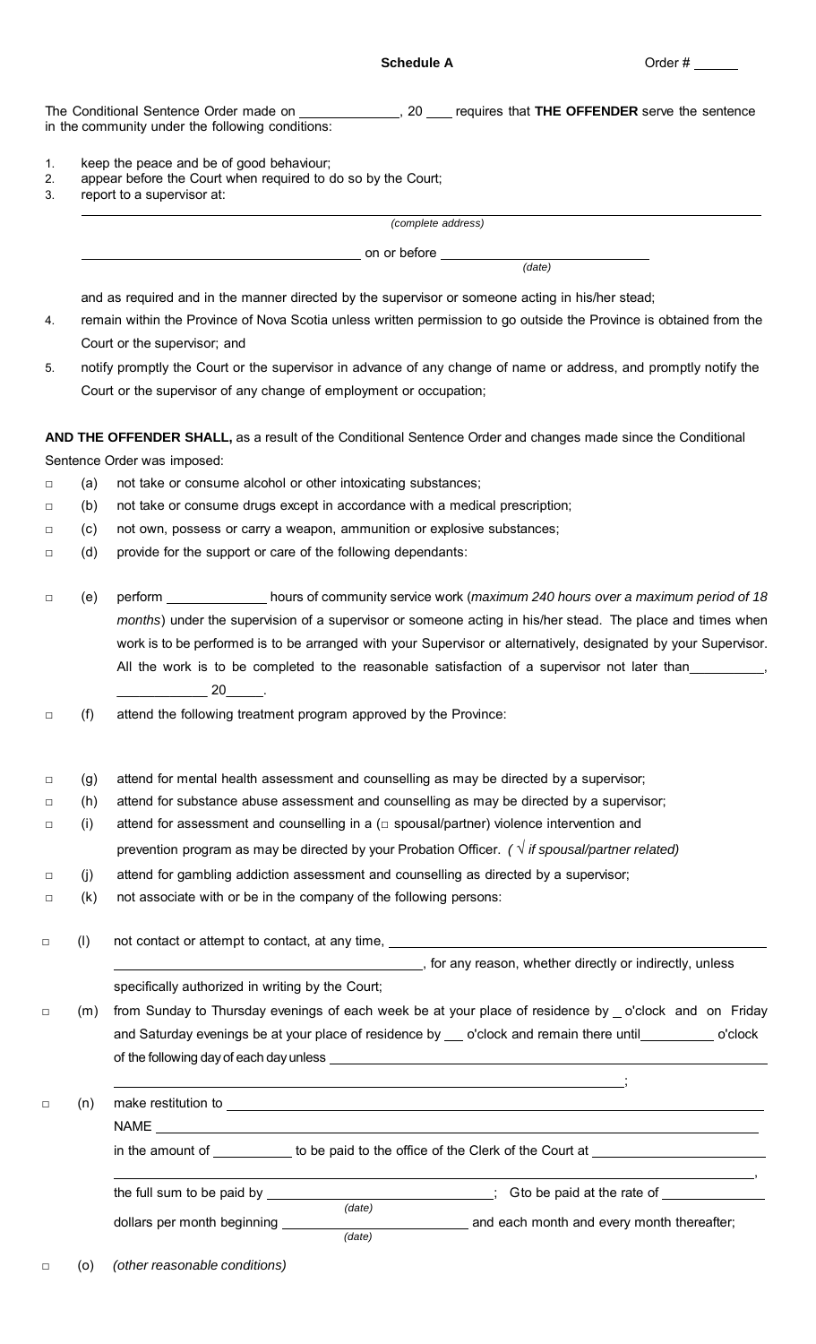**Schedule A** Order # ______

The Conditional Sentence Order made on _____________, 20 ___ requires that **THE OFFENDER** serve the sentence in the community under the following conditions:

1. keep the peace and be of good behaviour;
2. appear before the Court when required to do so by the Court;
3. report to a supervisor at:

   ________________________________________________
   *(complete address)*

   ____________________ on or before ____________________
   *(date)*

   and as required and in the manner directed by the supervisor or someone acting in his/her stead;
4. remain within the Province of Nova Scotia unless written permission to go outside the Province is obtained from the Court or the supervisor; and
5. notify promptly the Court or the supervisor in advance of any change of name or address, and promptly notify the Court or the supervisor of any change of employment or occupation;

**AND THE OFFENDER SHALL,** as a result of the Conditional Sentence Order and changes made since the Conditional Sentence Order was imposed:

□ (a) not take or consume alcohol or other intoxicating substances;

□ (b) not take or consume drugs except in accordance with a medical prescription;

□ (c) not own, possess or carry a weapon, ammunition or explosive substances;

□ (d) provide for the support or care of the following dependants:

□ (e) perform _____________ hours of community service work (*maximum 240 hours over a maximum period of 18 months*) under the supervision of a supervisor or someone acting in his/her stead. The place and times when work is to be performed is to be arranged with your Supervisor or alternatively, designated by your Supervisor. All the work is to be completed to the reasonable satisfaction of a supervisor not later than _________, ____________ 20_____.

□ (f) attend the following treatment program approved by the Province:

□ (g) attend for mental health assessment and counselling as may be directed by a supervisor;

□ (h) attend for substance abuse assessment and counselling as may be directed by a supervisor;

□ (i) attend for assessment and counselling in a (□ spousal/partner) violence intervention and prevention program as may be directed by your Probation Officer. *(√ if spousal/partner related)*

□ (j) attend for gambling addiction assessment and counselling as directed by a supervisor;

□ (k) not associate with or be in the company of the following persons:

□ (l) not contact or attempt to contact, at any time, ________________________________________
________________________________________, for any reason, whether directly or indirectly, unless specifically authorized in writing by the Court;

□ (m) from Sunday to Thursday evenings of each week be at your place of residence by _ o'clock and on Friday and Saturday evenings be at your place of residence by __ o'clock and remain there until _________ o'clock of the following day of each day unless ________________________________________
________________________________________;

□ (n) make restitution to ________________________________________
NAME ________________________________________
in the amount of __________ to be paid to the office of the Clerk of the Court at ____________________
________________________________________,
the full sum to be paid by ____________________; Gto be paid at the rate of ____________
*(date)*
dollars per month beginning ____________________ and each month and every month thereafter;
*(date)*

□ (o) *(other reasonable conditions)*